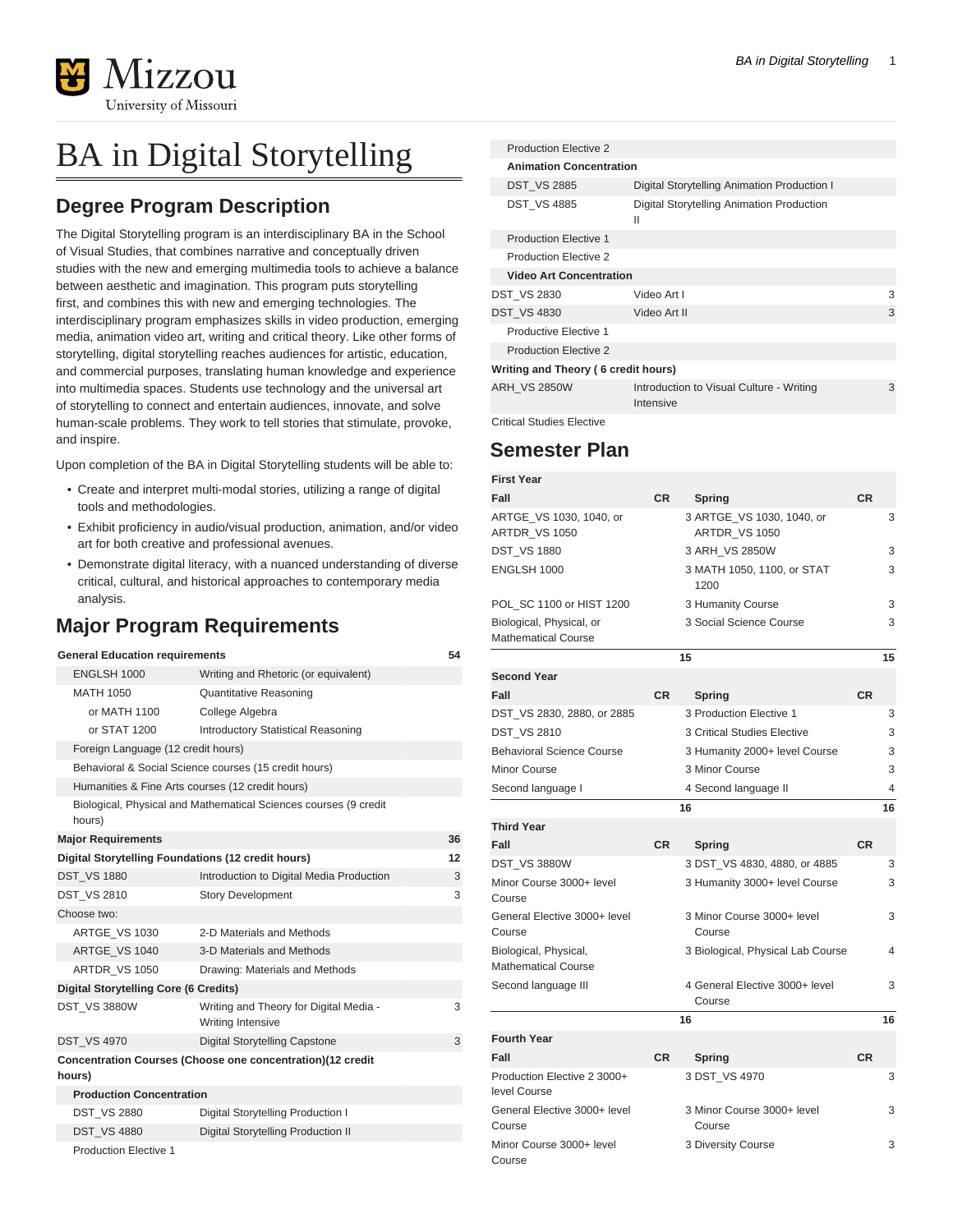# BA in Digital Storytelling

## Degree Program Description

The Digital Storytelling program is an interdisciplinary BA in the School of Visual Studies, that combines narrative and conceptually driven studies with the new and emerging multimedia tools to achieve a balance between aesthetic and imagination. This program puts storytelling first, and combines this with new and emerging technologies. The interdisciplinary program emphasizes skills in video production, emerging media, animation video art, writing and critical theory. Like other forms of storytelling, digital storytelling reaches audiences for artistic, education, and commercial purposes, translating human knowledge and experience into multimedia spaces. Students use technology and the universal art of storytelling to connect and entertain audiences, innovate, and solve human-scale problems. They work to tell stories that stimulate, provoke, and inspire.

Upon completion of the BA in Digital Storytelling students will be able to:

- Create and interpret multi-modal stories, utilizing a range of digital tools and methodologies.
- Exhibit proficiency in audio/visual production, animation, and/or video art for both creative and professional avenues.
- Demonstrate digital literacy, with a nuanced understanding of diverse critical, cultural, and historical approaches to contemporary media analysis.

## Major Program Requirements

| | | |
|---|---|---|
| **General Education requirements** | | **54** |
| ENGLSH 1000 | Writing and Rhetoric (or equivalent) | |
| MATH 1050 | Quantitative Reasoning | |
| or MATH 1100 | College Algebra | |
| or STAT 1200 | Introductory Statistical Reasoning | |
| Foreign Language (12 credit hours) | | |
| Behavioral & Social Science courses (15 credit hours) | | |
| Humanities & Fine Arts courses (12 credit hours) | | |
| Biological, Physical and Mathematical Sciences courses (9 credit hours) | | |
| **Major Requirements** | | **36** |
| **Digital Storytelling Foundations (12 credit hours)** | | **12** |
| DST_VS 1880 | Introduction to Digital Media Production | 3 |
| DST_VS 2810 | Story Development | 3 |
| Choose two: | | |
| ARTGE_VS 1030 | 2-D Materials and Methods | |
| ARTGE_VS 1040 | 3-D Materials and Methods | |
| ARTDR_VS 1050 | Drawing: Materials and Methods | |
| **Digital Storytelling Core (6 Credits)** | | |
| DST_VS 3880W | Writing and Theory for Digital Media - Writing Intensive | 3 |
| DST_VS 4970 | Digital Storytelling Capstone | 3 |
| **Concentration Courses (Choose one concentration)(12 credit hours)** | | |
| **Production Concentration** | | |
| DST_VS 2880 | Digital Storytelling Production I | |
| DST_VS 4880 | Digital Storytelling Production II | |
| Production Elective 1 | | |
| Production Elective 2 | | |
| **Animation Concentration** | | |
| DST_VS 2885 | Digital Storytelling Animation Production I | |
| DST_VS 4885 | Digital Storytelling Animation Production II | |
| Production Elective 1 | | |
| Production Elective 2 | | |
| **Video Art Concentration** | | |
| DST_VS 2830 | Video Art I | 3 |
| DST_VS 4830 | Video Art II | 3 |
| Productive Elective 1 | | |
| Production Elective 2 | | |
| **Writing and Theory ( 6 credit hours)** | | |
| ARH_VS 2850W | Introduction to Visual Culture - Writing Intensive | 3 |
| Critical Studies Elective | | |

## Semester Plan

| | | | |
|---|---|---|---|
| **First Year** | | | |
| **Fall** | **CR** | **Spring** | **CR** |
| ARTGE_VS 1030, 1040, or ARTDR_VS 1050 | 3 | ARTGE_VS 1030, 1040, or ARTDR_VS 1050 | 3 |
| DST_VS 1880 | 3 | ARH_VS 2850W | 3 |
| ENGLSH 1000 | 3 | MATH 1050, 1100, or STAT 1200 | 3 |
| POL_SC 1100 or HIST 1200 | 3 | Humanity Course | 3 |
| Biological, Physical, or Mathematical Course | 3 | Social Science Course | 3 |
| | 15 | | 15 |
| **Second Year** | | | |
| **Fall** | **CR** | **Spring** | **CR** |
| DST_VS 2830, 2880, or 2885 | 3 | Production Elective 1 | 3 |
| DST_VS 2810 | 3 | Critical Studies Elective | 3 |
| Behavioral Science Course | 3 | Humanity 2000+ level Course | 3 |
| Minor Course | 3 | Minor Course | 3 |
| Second language I | 4 | Second language II | 4 |
| | 16 | | 16 |
| **Third Year** | | | |
| **Fall** | **CR** | **Spring** | **CR** |
| DST_VS 3880W | 3 | DST_VS 4830, 4880, or 4885 | 3 |
| Minor Course 3000+ level Course | 3 | Humanity 3000+ level Course | 3 |
| General Elective 3000+ level Course | 3 | Minor Course 3000+ level Course | 3 |
| Biological, Physical, Mathematical Course | 3 | Biological, Physical Lab Course | 4 |
| Second language III | 4 | General Elective 3000+ level Course | 3 |
| | 16 | | 16 |
| **Fourth Year** | | | |
| **Fall** | **CR** | **Spring** | **CR** |
| Production Elective 2 3000+ level Course | 3 | DST_VS 4970 | 3 |
| General Elective 3000+ level Course | 3 | Minor Course 3000+ level Course | 3 |
| Minor Course 3000+ level Course | 3 | Diversity Course | 3 |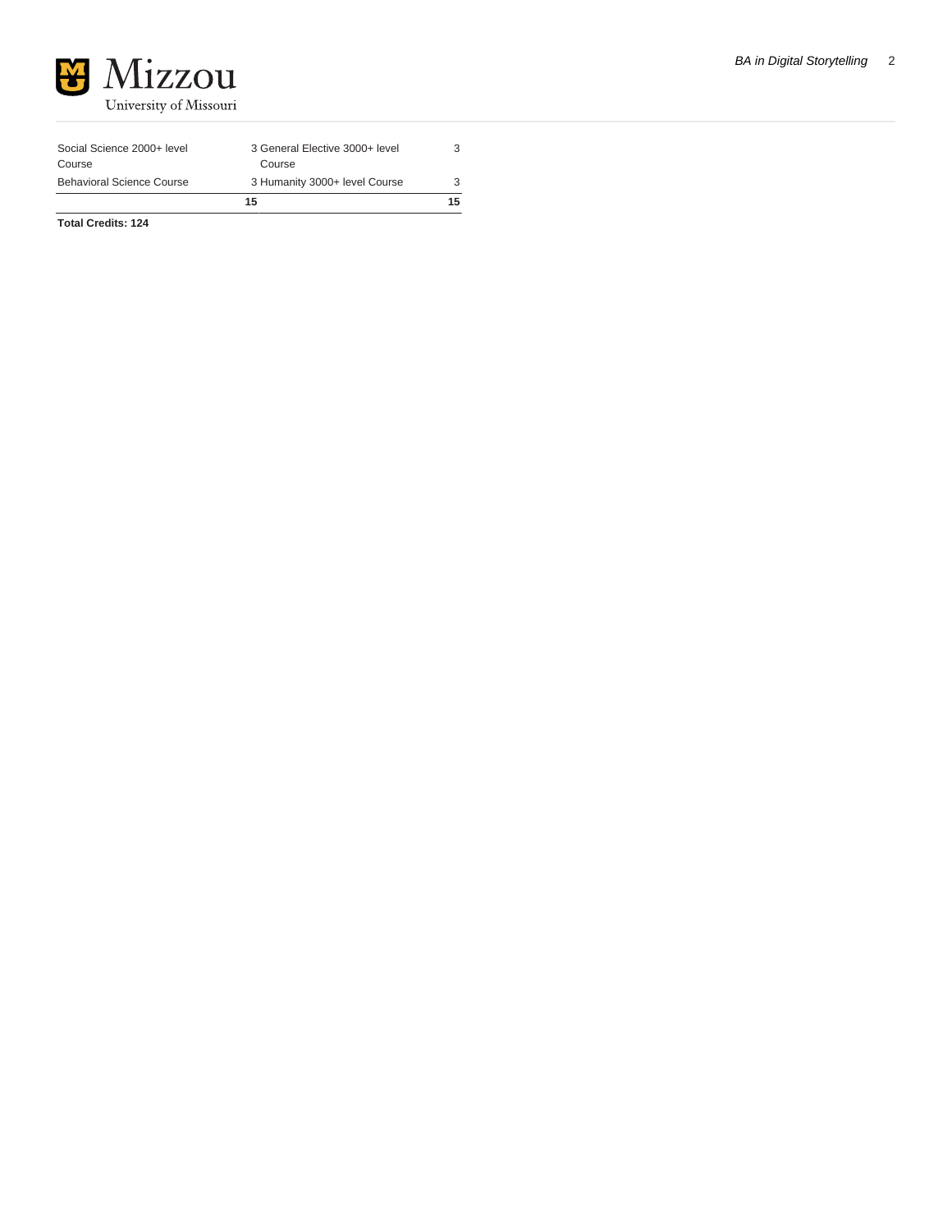| | | | |
|---|---|---|---|
| Social Science 2000+ level Course | 3 | General Elective 3000+ level Course | 3 |
| Behavioral Science Course | 3 | Humanity 3000+ level Course | 3 |
| | **15** | | **15** |

**Total Credits: 124**